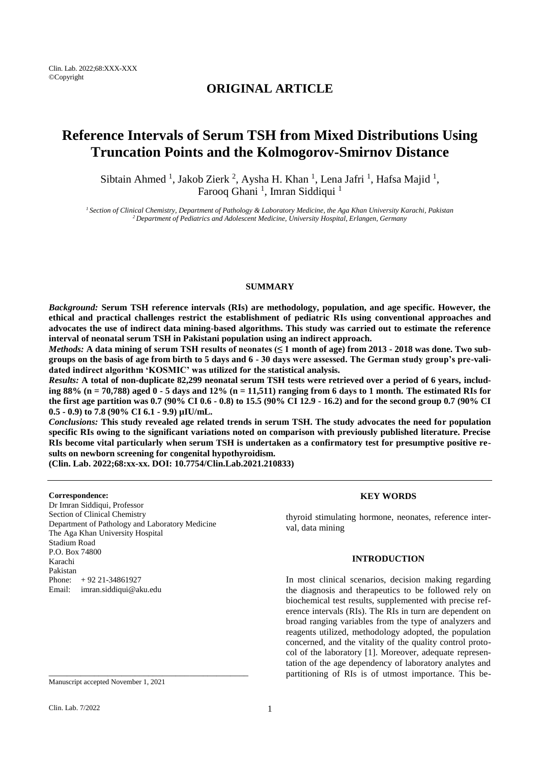# ORIGINAL ARTICLE

# Reference Intervals of Serum TSH from Mixed Distributions Using Truncation Points and the Kolmogorov-Smirnov Distance

Sibtain Ahmed [1], Jakob Zierk [2], Aysha H. Khan [1], Lena Jafri [1], Hafsa Majid [1], Farooq Ghani [1], Imran Siddiqui [1]

*[1] Section of Clinical Chemistry, Department of Pathology & Laboratory Medicine, the Aga Khan University Karachi, Pakistan*
*[2] Department of Pediatrics and Adolescent Medicine, University Hospital, Erlangen, Germany*

## SUMMARY

***Background:*** **Serum TSH reference intervals (RIs) are methodology, population, and age specific. However, the ethical and practical challenges restrict the establishment of pediatric RIs using conventional approaches and advocates the use of indirect data mining-based algorithms. This study was carried out to estimate the reference interval of neonatal serum TSH in Pakistani population using an indirect approach.**

***Methods:*** **A data mining of serum TSH results of neonates (≤ 1 month of age) from 2013 - 2018 was done. Two subgroups on the basis of age from birth to 5 days and 6 - 30 days were assessed. The German study group's pre-validated indirect algorithm 'KOSMIC' was utilized for the statistical analysis.**

***Results:*** **A total of non-duplicate 82,299 neonatal serum TSH tests were retrieved over a period of 6 years, including 88% (n = 70,788) aged 0 - 5 days and 12% (n = 11,511) ranging from 6 days to 1 month. The estimated RIs for the first age partition was 0.7 (90% CI 0.6 - 0.8) to 15.5 (90% CI 12.9 - 16.2) and for the second group 0.7 (90% CI 0.5 - 0.9) to 7.8 (90% CI 6.1 - 9.9) µIU/mL.**

***Conclusions:*** **This study revealed age related trends in serum TSH. The study advocates the need for population specific RIs owing to the significant variations noted on comparison with previously published literature. Precise RIs become vital particularly when serum TSH is undertaken as a confirmatory test for presumptive positive results on newborn screening for congenital hypothyroidism.**

**(Clin. Lab. 2022;68:xx-xx. DOI: 10.7754/Clin.Lab.2021.210833)**

**Correspondence:**
Dr Imran Siddiqui, Professor
Section of Clinical Chemistry
Department of Pathology and Laboratory Medicine
The Aga Khan University Hospital
Stadium Road
P.O. Box 74800
Karachi
Pakistan
Phone: + 92 21-34861927
Email: imran.siddiqui@aku.edu

Manuscript accepted November 1, 2021

## KEY WORDS

thyroid stimulating hormone, neonates, reference interval, data mining

## INTRODUCTION

In most clinical scenarios, decision making regarding the diagnosis and therapeutics to be followed rely on biochemical test results, supplemented with precise reference intervals (RIs). The RIs in turn are dependent on broad ranging variables from the type of analyzers and reagents utilized, methodology adopted, the population concerned, and the vitality of the quality control protocol of the laboratory [1]. Moreover, adequate representation of the age dependency of laboratory analytes and partitioning of RIs is of utmost importance. This be-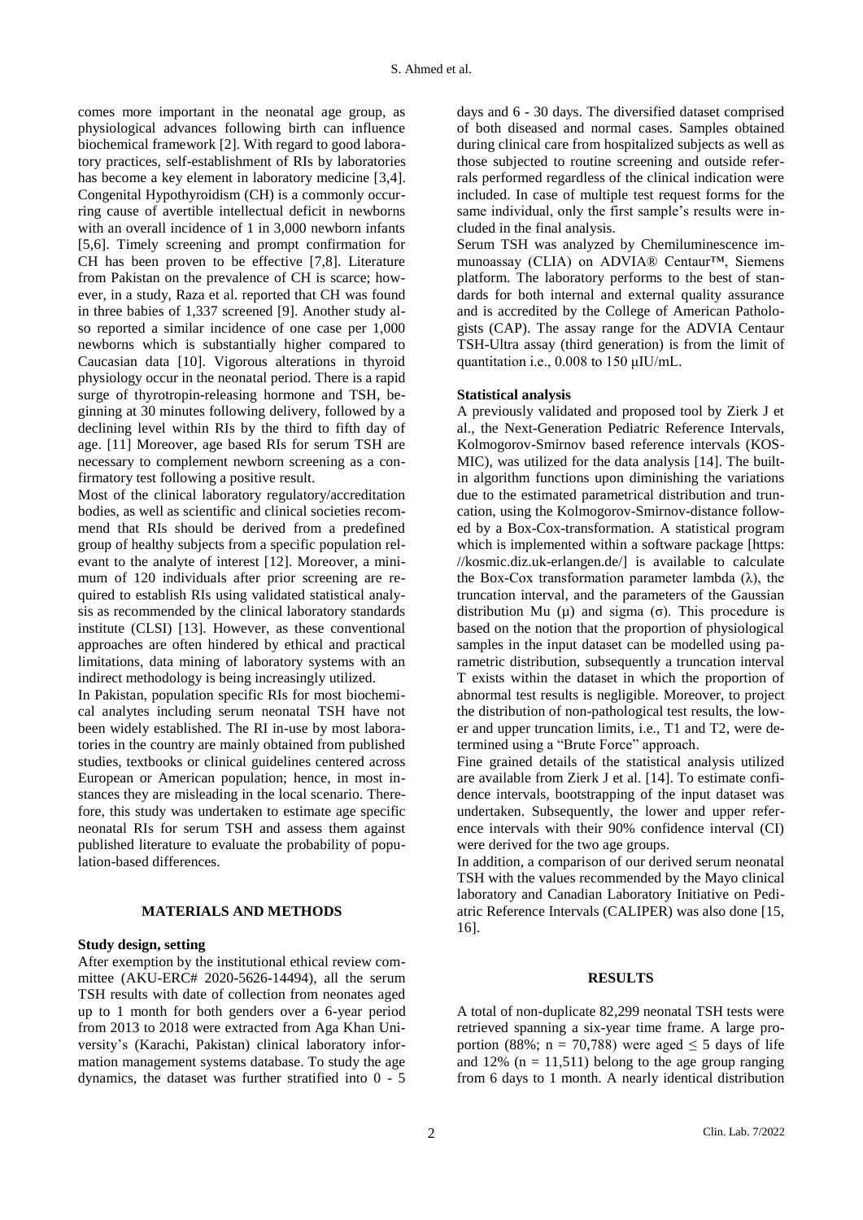comes more important in the neonatal age group, as physiological advances following birth can influence biochemical framework [2]. With regard to good laboratory practices, self-establishment of RIs by laboratories has become a key element in laboratory medicine [3,4]. Congenital Hypothyroidism (CH) is a commonly occurring cause of avertible intellectual deficit in newborns with an overall incidence of 1 in 3,000 newborn infants [5,6]. Timely screening and prompt confirmation for CH has been proven to be effective [7,8]. Literature from Pakistan on the prevalence of CH is scarce; however, in a study, Raza et al. reported that CH was found in three babies of 1,337 screened [9]. Another study also reported a similar incidence of one case per 1,000 newborns which is substantially higher compared to Caucasian data [10]. Vigorous alterations in thyroid physiology occur in the neonatal period. There is a rapid surge of thyrotropin-releasing hormone and TSH, beginning at 30 minutes following delivery, followed by a declining level within RIs by the third to fifth day of age. [11] Moreover, age based RIs for serum TSH are necessary to complement newborn screening as a confirmatory test following a positive result.

Most of the clinical laboratory regulatory/accreditation bodies, as well as scientific and clinical societies recommend that RIs should be derived from a predefined group of healthy subjects from a specific population relevant to the analyte of interest [12]. Moreover, a minimum of 120 individuals after prior screening are required to establish RIs using validated statistical analysis as recommended by the clinical laboratory standards institute (CLSI) [13]. However, as these conventional approaches are often hindered by ethical and practical limitations, data mining of laboratory systems with an indirect methodology is being increasingly utilized.

In Pakistan, population specific RIs for most biochemical analytes including serum neonatal TSH have not been widely established. The RI in-use by most laboratories in the country are mainly obtained from published studies, textbooks or clinical guidelines centered across European or American population; hence, in most instances they are misleading in the local scenario. Therefore, this study was undertaken to estimate age specific neonatal RIs for serum TSH and assess them against published literature to evaluate the probability of population-based differences.

## MATERIALS AND METHODS

### Study design, setting

After exemption by the institutional ethical review committee (AKU-ERC# 2020-5626-14494), all the serum TSH results with date of collection from neonates aged up to 1 month for both genders over a 6-year period from 2013 to 2018 were extracted from Aga Khan University's (Karachi, Pakistan) clinical laboratory information management systems database. To study the age dynamics, the dataset was further stratified into 0 - 5 days and 6 - 30 days. The diversified dataset comprised of both diseased and normal cases. Samples obtained during clinical care from hospitalized subjects as well as those subjected to routine screening and outside referrals performed regardless of the clinical indication were included. In case of multiple test request forms for the same individual, only the first sample's results were included in the final analysis.

Serum TSH was analyzed by Chemiluminescence immunoassay (CLIA) on ADVIA® Centaur™, Siemens platform. The laboratory performs to the best of standards for both internal and external quality assurance and is accredited by the College of American Pathologists (CAP). The assay range for the ADVIA Centaur TSH-Ultra assay (third generation) is from the limit of quantitation i.e., 0.008 to 150 µIU/mL.

### Statistical analysis

A previously validated and proposed tool by Zierk J et al., the Next-Generation Pediatric Reference Intervals, Kolmogorov-Smirnov based reference intervals (KOSMIC), was utilized for the data analysis [14]. The built-in algorithm functions upon diminishing the variations due to the estimated parametrical distribution and truncation, using the Kolmogorov-Smirnov-distance followed by a Box-Cox-transformation. A statistical program which is implemented within a software package [https://kosmic.diz.uk-erlangen.de/] is available to calculate the Box-Cox transformation parameter lambda ($\lambda$), the truncation interval, and the parameters of the Gaussian distribution Mu ($\mu$) and sigma ($\sigma$). This procedure is based on the notion that the proportion of physiological samples in the input dataset can be modelled using parametric distribution, subsequently a truncation interval T exists within the dataset in which the proportion of abnormal test results is negligible. Moreover, to project the distribution of non-pathological test results, the lower and upper truncation limits, i.e., T1 and T2, were determined using a "Brute Force" approach.

Fine grained details of the statistical analysis utilized are available from Zierk J et al. [14]. To estimate confidence intervals, bootstrapping of the input dataset was undertaken. Subsequently, the lower and upper reference intervals with their 90% confidence interval (CI) were derived for the two age groups.

In addition, a comparison of our derived serum neonatal TSH with the values recommended by the Mayo clinical laboratory and Canadian Laboratory Initiative on Pediatric Reference Intervals (CALIPER) was also done [15, 16].

## RESULTS

A total of non-duplicate 82,299 neonatal TSH tests were retrieved spanning a six-year time frame. A large proportion (88%; n = 70,788) were aged ≤ 5 days of life and 12% (n = 11,511) belong to the age group ranging from 6 days to 1 month. A nearly identical distribution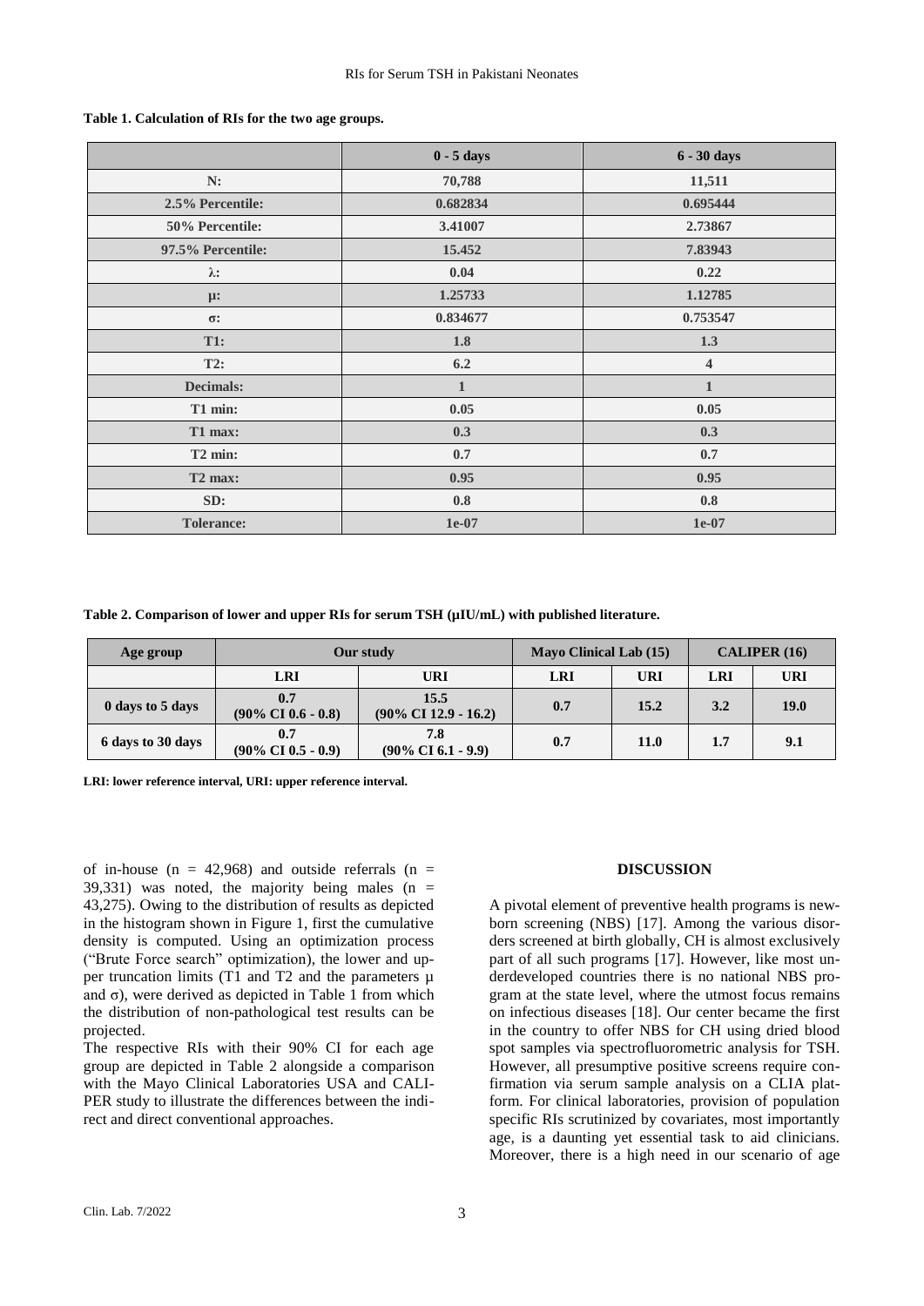**Table 1. Calculation of RIs for the two age groups.**

| | 0 - 5 days | 6 - 30 days |
|---|---|---|
| N: | 70,788 | 11,511 |
| 2.5% Percentile: | 0.682834 | 0.695444 |
| 50% Percentile: | 3.41007 | 2.73867 |
| 97.5% Percentile: | 15.452 | 7.83943 |
| λ: | 0.04 | 0.22 |
| μ: | 1.25733 | 1.12785 |
| σ: | 0.834677 | 0.753547 |
| T1: | 1.8 | 1.3 |
| T2: | 6.2 | 4 |
| Decimals: | 1 | 1 |
| T1 min: | 0.05 | 0.05 |
| T1 max: | 0.3 | 0.3 |
| T2 min: | 0.7 | 0.7 |
| T2 max: | 0.95 | 0.95 |
| SD: | 0.8 | 0.8 |
| Tolerance: | 1e-07 | 1e-07 |

**Table 2. Comparison of lower and upper RIs for serum TSH (μIU/mL) with published literature.**

| Age group | Our study | | Mayo Clinical Lab (15) | | CALIPER (16) | |
|---|---|---|---|---|---|---|
| | LRI | URI | LRI | URI | LRI | URI |
| 0 days to 5 days | 0.7 (90% CI 0.6 - 0.8) | 15.5 (90% CI 12.9 - 16.2) | 0.7 | 15.2 | 3.2 | 19.0 |
| 6 days to 30 days | 0.7 (90% CI 0.5 - 0.9) | 7.8 (90% CI 6.1 - 9.9) | 0.7 | 11.0 | 1.7 | 9.1 |

**LRI: lower reference interval, URI: upper reference interval.**

of in-house (n = 42,968) and outside referrals (n = 39,331) was noted, the majority being males (n = 43,275). Owing to the distribution of results as depicted in the histogram shown in Figure 1, first the cumulative density is computed. Using an optimization process ("Brute Force search" optimization), the lower and upper truncation limits (T1 and T2 and the parameters μ and σ), were derived as depicted in Table 1 from which the distribution of non-pathological test results can be projected.

The respective RIs with their 90% CI for each age group are depicted in Table 2 alongside a comparison with the Mayo Clinical Laboratories USA and CALIPER study to illustrate the differences between the indirect and direct conventional approaches.

## DISCUSSION

A pivotal element of preventive health programs is newborn screening (NBS) [17]. Among the various disorders screened at birth globally, CH is almost exclusively part of all such programs [17]. However, like most underdeveloped countries there is no national NBS program at the state level, where the utmost focus remains on infectious diseases [18]. Our center became the first in the country to offer NBS for CH using dried blood spot samples via spectrofluorometric analysis for TSH. However, all presumptive positive screens require confirmation via serum sample analysis on a CLIA platform. For clinical laboratories, provision of population specific RIs scrutinized by covariates, most importantly age, is a daunting yet essential task to aid clinicians. Moreover, there is a high need in our scenario of age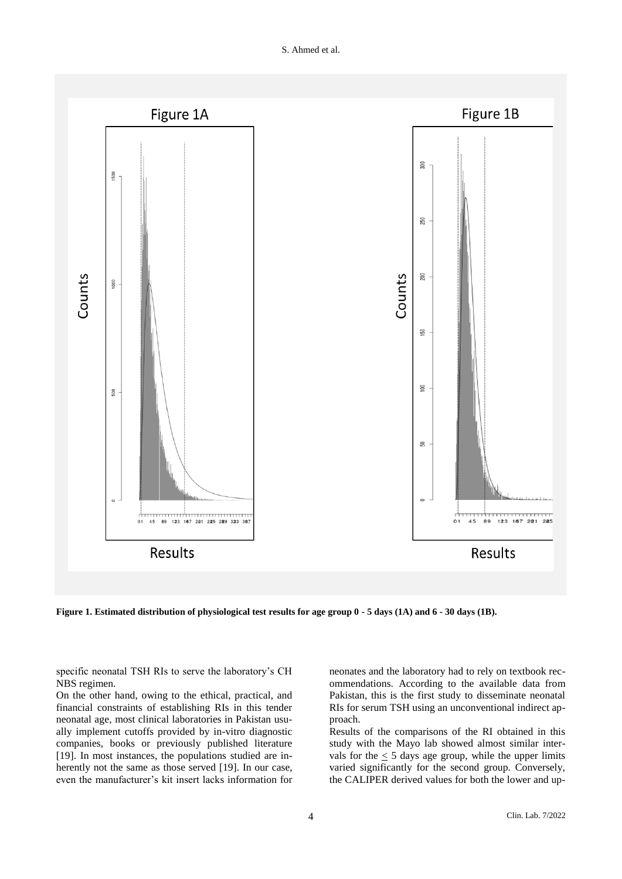**Figure 1. Estimated distribution of physiological test results for age group 0 - 5 days (1A) and 6 - 30 days (1B).**

specific neonatal TSH RIs to serve the laboratory's CH NBS regimen.

On the other hand, owing to the ethical, practical, and financial constraints of establishing RIs in this tender neonatal age, most clinical laboratories in Pakistan usually implement cutoffs provided by in-vitro diagnostic companies, books or previously published literature [19]. In most instances, the populations studied are inherently not the same as those served [19]. In our case, even the manufacturer's kit insert lacks information for neonates and the laboratory had to rely on textbook recommendations. According to the available data from Pakistan, this is the first study to disseminate neonatal RIs for serum TSH using an unconventional indirect approach.

Results of the comparisons of the RI obtained in this study with the Mayo lab showed almost similar intervals for the $\leq$ 5 days age group, while the upper limits varied significantly for the second group. Conversely, the CALIPER derived values for both the lower and up-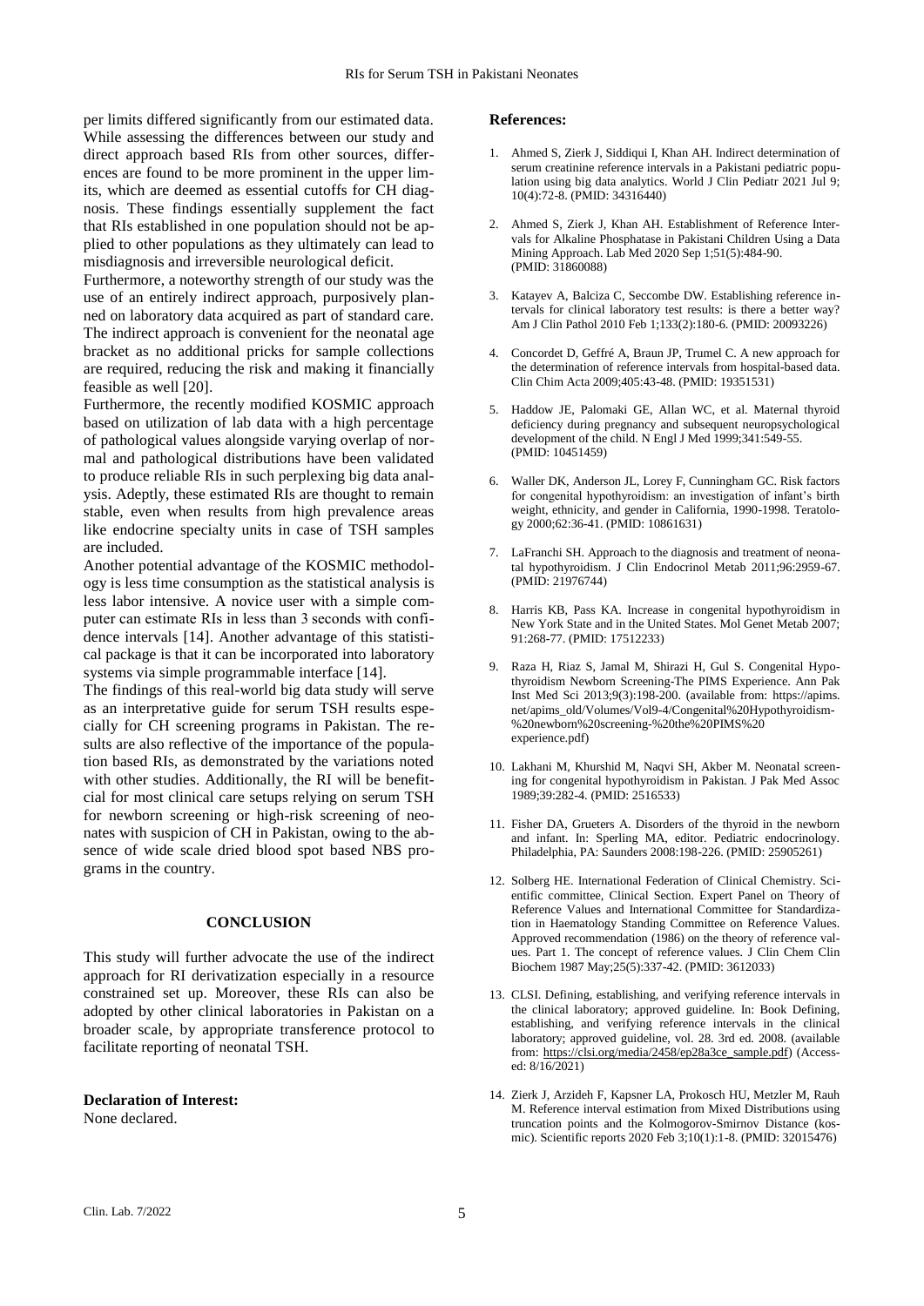per limits differed significantly from our estimated data. While assessing the differences between our study and direct approach based RIs from other sources, differences are found to be more prominent in the upper limits, which are deemed as essential cutoffs for CH diagnosis. These findings essentially supplement the fact that RIs established in one population should not be applied to other populations as they ultimately can lead to misdiagnosis and irreversible neurological deficit.

Furthermore, a noteworthy strength of our study was the use of an entirely indirect approach, purposively planned on laboratory data acquired as part of standard care. The indirect approach is convenient for the neonatal age bracket as no additional pricks for sample collections are required, reducing the risk and making it financially feasible as well [20].

Furthermore, the recently modified KOSMIC approach based on utilization of lab data with a high percentage of pathological values alongside varying overlap of normal and pathological distributions have been validated to produce reliable RIs in such perplexing big data analysis. Adeptly, these estimated RIs are thought to remain stable, even when results from high prevalence areas like endocrine specialty units in case of TSH samples are included.

Another potential advantage of the KOSMIC methodology is less time consumption as the statistical analysis is less labor intensive. A novice user with a simple computer can estimate RIs in less than 3 seconds with confidence intervals [14]. Another advantage of this statistical package is that it can be incorporated into laboratory systems via simple programmable interface [14].

The findings of this real-world big data study will serve as an interpretative guide for serum TSH results especially for CH screening programs in Pakistan. The results are also reflective of the importance of the population based RIs, as demonstrated by the variations noted with other studies. Additionally, the RI will be benefitcial for most clinical care setups relying on serum TSH for newborn screening or high-risk screening of neonates with suspicion of CH in Pakistan, owing to the absence of wide scale dried blood spot based NBS programs in the country.

## CONCLUSION

This study will further advocate the use of the indirect approach for RI derivatization especially in a resource constrained set up. Moreover, these RIs can also be adopted by other clinical laboratories in Pakistan on a broader scale, by appropriate transference protocol to facilitate reporting of neonatal TSH.

**Declaration of Interest:**
None declared.

**References:**

1. Ahmed S, Zierk J, Siddiqui I, Khan AH. Indirect determination of serum creatinine reference intervals in a Pakistani pediatric population using big data analytics. World J Clin Pediatr 2021 Jul 9; 10(4):72-8. (PMID: 34316440)
2. Ahmed S, Zierk J, Khan AH. Establishment of Reference Intervals for Alkaline Phosphatase in Pakistani Children Using a Data Mining Approach. Lab Med 2020 Sep 1;51(5):484-90. (PMID: 31860088)
3. Katayev A, Balciza C, Seccombe DW. Establishing reference intervals for clinical laboratory test results: is there a better way? Am J Clin Pathol 2010 Feb 1;133(2):180-6. (PMID: 20093226)
4. Concordet D, Geffré A, Braun JP, Trumel C. A new approach for the determination of reference intervals from hospital-based data. Clin Chim Acta 2009;405:43-48. (PMID: 19351531)
5. Haddow JE, Palomaki GE, Allan WC, et al. Maternal thyroid deficiency during pregnancy and subsequent neuropsychological development of the child. N Engl J Med 1999;341:549-55. (PMID: 10451459)
6. Waller DK, Anderson JL, Lorey F, Cunningham GC. Risk factors for congenital hypothyroidism: an investigation of infant's birth weight, ethnicity, and gender in California, 1990-1998. Teratology 2000;62:36-41. (PMID: 10861631)
7. LaFranchi SH. Approach to the diagnosis and treatment of neonatal hypothyroidism. J Clin Endocrinol Metab 2011;96:2959-67. (PMID: 21976744)
8. Harris KB, Pass KA. Increase in congenital hypothyroidism in New York State and in the United States. Mol Genet Metab 2007; 91:268-77. (PMID: 17512233)
9. Raza H, Riaz S, Jamal M, Shirazi H, Gul S. Congenital Hypothyroidism Newborn Screening-The PIMS Experience. Ann Pak Inst Med Sci 2013;9(3):198-200. (available from: https://apims.net/apims_old/Volumes/Vol9-4/Congenital%20Hypothyroidism-%20newborn%20screening-%20the%20PIMS%20experience.pdf)
10. Lakhani M, Khurshid M, Naqvi SH, Akber M. Neonatal screening for congenital hypothyroidism in Pakistan. J Pak Med Assoc 1989;39:282-4. (PMID: 2516533)
11. Fisher DA, Grueters A. Disorders of the thyroid in the newborn and infant. In: Sperling MA, editor. Pediatric endocrinology. Philadelphia, PA: Saunders 2008:198-226. (PMID: 25905261)
12. Solberg HE. International Federation of Clinical Chemistry. Scientific committee, Clinical Section. Expert Panel on Theory of Reference Values and International Committee for Standardization in Haematology Standing Committee on Reference Values. Approved recommendation (1986) on the theory of reference values. Part 1. The concept of reference values. J Clin Chem Clin Biochem 1987 May;25(5):337-42. (PMID: 3612033)
13. CLSI. Defining, establishing, and verifying reference intervals in the clinical laboratory; approved guideline. In: Book Defining, establishing, and verifying reference intervals in the clinical laboratory; approved guideline, vol. 28. 3rd ed. 2008. (available from: https://clsi.org/media/2458/ep28a3ce_sample.pdf) (Accessed: 8/16/2021)
14. Zierk J, Arzideh F, Kapsner LA, Prokosch HU, Metzler M, Rauh M. Reference interval estimation from Mixed Distributions using truncation points and the Kolmogorov-Smirnov Distance (kosmic). Scientific reports 2020 Feb 3;10(1):1-8. (PMID: 32015476)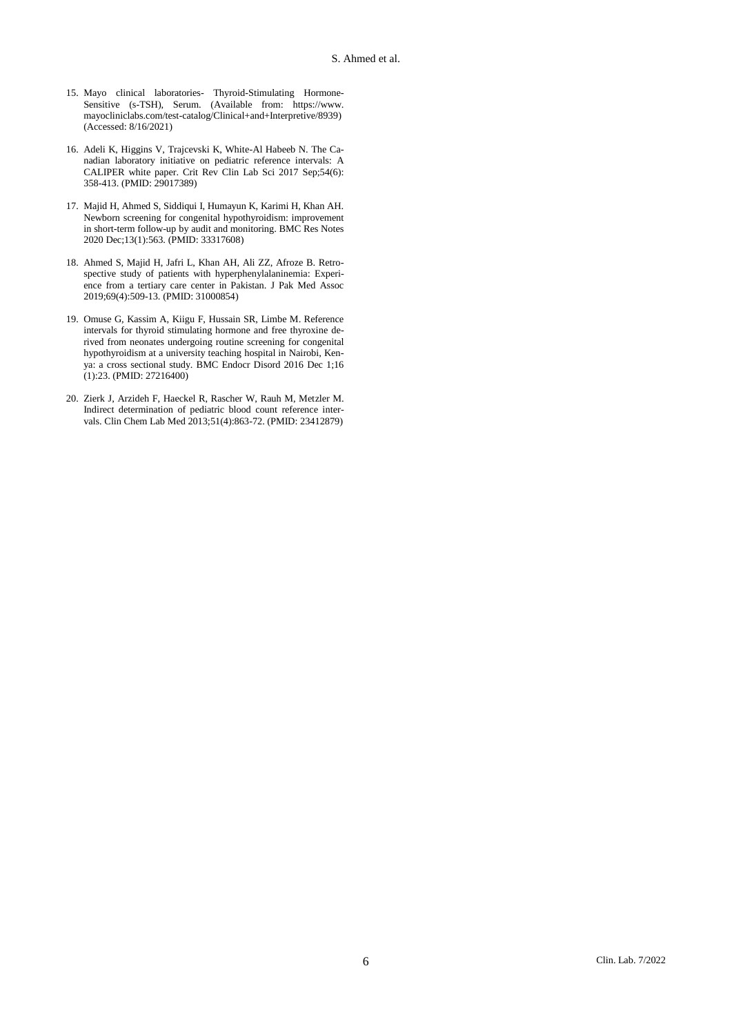15. Mayo clinical laboratories- Thyroid-Stimulating Hormone-Sensitive (s-TSH), Serum. (Available from: https://www.mayocliniclabs.com/test-catalog/Clinical+and+Interpretive/8939) (Accessed: 8/16/2021)

16. Adeli K, Higgins V, Trajcevski K, White-Al Habeeb N. The Canadian laboratory initiative on pediatric reference intervals: A CALIPER white paper. Crit Rev Clin Lab Sci 2017 Sep;54(6): 358-413. (PMID: 29017389)

17. Majid H, Ahmed S, Siddiqui I, Humayun K, Karimi H, Khan AH. Newborn screening for congenital hypothyroidism: improvement in short-term follow-up by audit and monitoring. BMC Res Notes 2020 Dec;13(1):563. (PMID: 33317608)

18. Ahmed S, Majid H, Jafri L, Khan AH, Ali ZZ, Afroze B. Retrospective study of patients with hyperphenylalaninemia: Experience from a tertiary care center in Pakistan. J Pak Med Assoc 2019;69(4):509-13. (PMID: 31000854)

19. Omuse G, Kassim A, Kiigu F, Hussain SR, Limbe M. Reference intervals for thyroid stimulating hormone and free thyroxine derived from neonates undergoing routine screening for congenital hypothyroidism at a university teaching hospital in Nairobi, Kenya: a cross sectional study. BMC Endocr Disord 2016 Dec 1;16 (1):23. (PMID: 27216400)

20. Zierk J, Arzideh F, Haeckel R, Rascher W, Rauh M, Metzler M. Indirect determination of pediatric blood count reference intervals. Clin Chem Lab Med 2013;51(4):863-72. (PMID: 23412879)